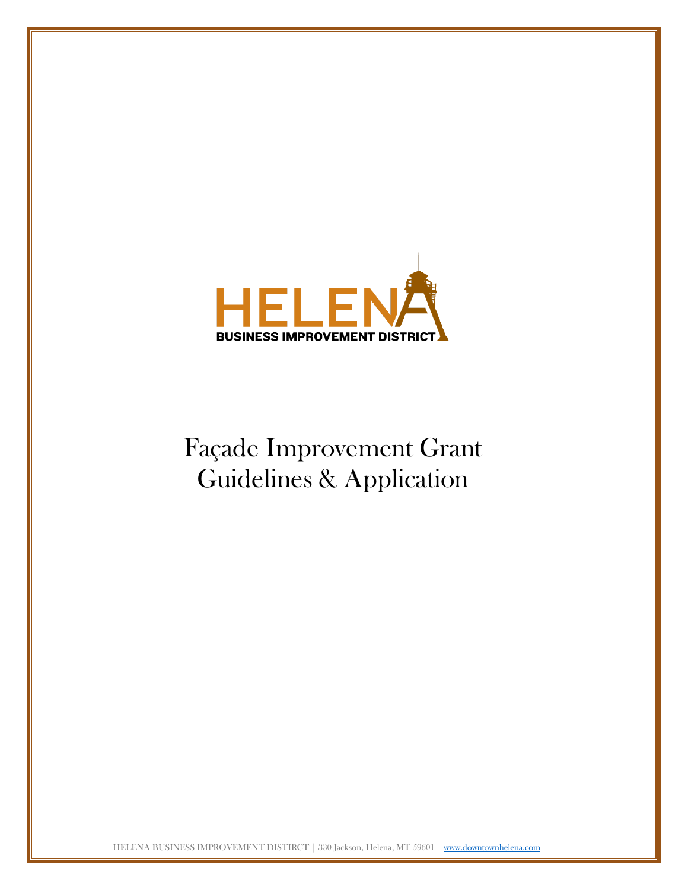HELENA

BUSINESS IMPROVEMENT DISTRICT

# Façade Improvement Grant
# Guidelines & Application

HELENA BUSINESS IMPROVEMENT DISTIRCT | 330 Jackson, Helena, MT 59601 | www.downtownhelena.com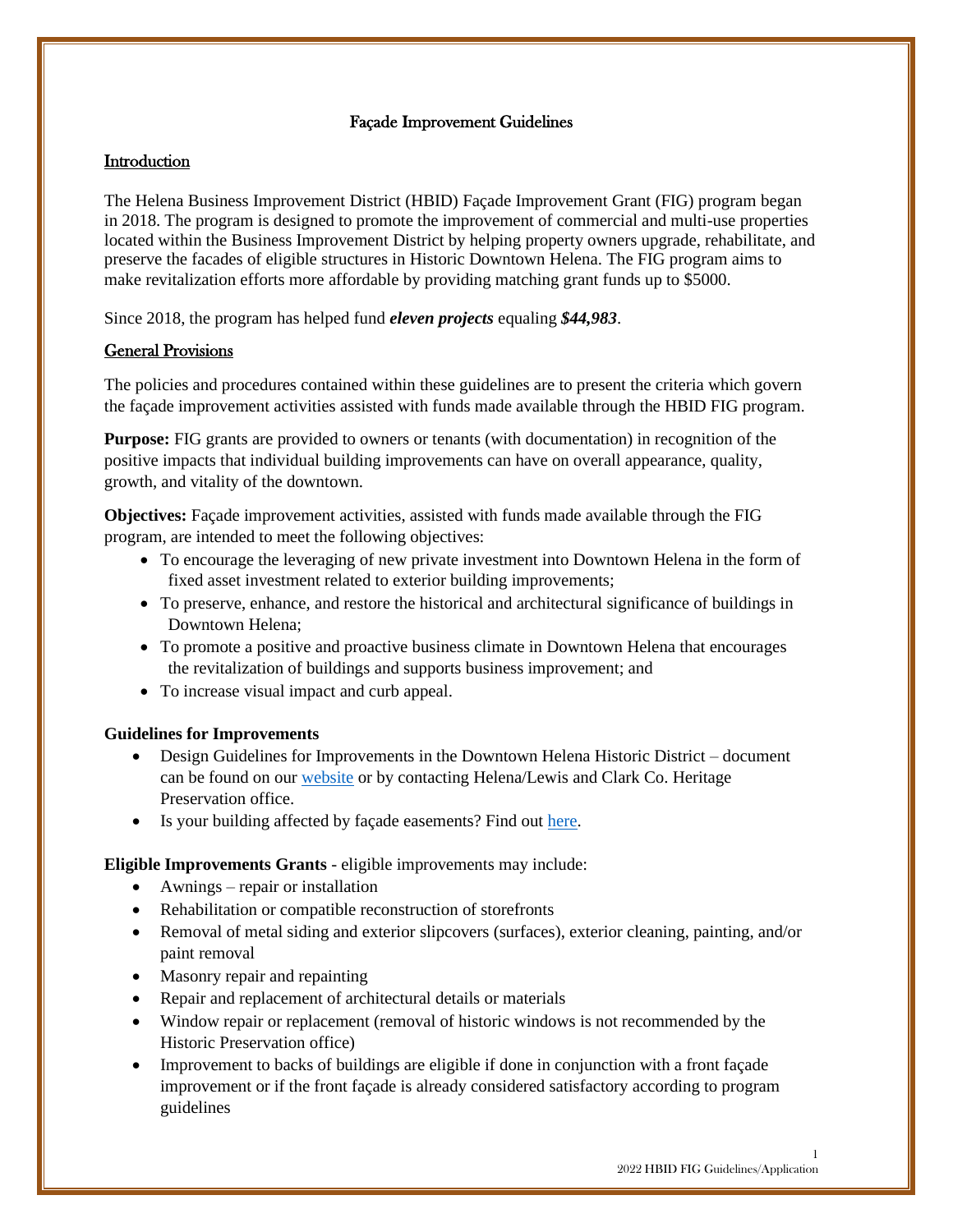# Façade Improvement Guidelines

## Introduction

The Helena Business Improvement District (HBID) Façade Improvement Grant (FIG) program began in 2018. The program is designed to promote the improvement of commercial and multi-use properties located within the Business Improvement District by helping property owners upgrade, rehabilitate, and preserve the facades of eligible structures in Historic Downtown Helena. The FIG program aims to make revitalization efforts more affordable by providing matching grant funds up to $5000.

Since 2018, the program has helped fund ***eleven projects*** equaling ***$44,983***.

## General Provisions

The policies and procedures contained within these guidelines are to present the criteria which govern the façade improvement activities assisted with funds made available through the HBID FIG program.

**Purpose:** FIG grants are provided to owners or tenants (with documentation) in recognition of the positive impacts that individual building improvements can have on overall appearance, quality, growth, and vitality of the downtown.

**Objectives:** Façade improvement activities, assisted with funds made available through the FIG program, are intended to meet the following objectives:

- To encourage the leveraging of new private investment into Downtown Helena in the form of fixed asset investment related to exterior building improvements;
- To preserve, enhance, and restore the historical and architectural significance of buildings in Downtown Helena;
- To promote a positive and proactive business climate in Downtown Helena that encourages the revitalization of buildings and supports business improvement; and
- To increase visual impact and curb appeal.

**Guidelines for Improvements**

- Design Guidelines for Improvements in the Downtown Helena Historic District – document can be found on our website or by contacting Helena/Lewis and Clark Co. Heritage Preservation office.
- Is your building affected by façade easements? Find out here.

**Eligible Improvements Grants** - eligible improvements may include:

- Awnings – repair or installation
- Rehabilitation or compatible reconstruction of storefronts
- Removal of metal siding and exterior slipcovers (surfaces), exterior cleaning, painting, and/or paint removal
- Masonry repair and repainting
- Repair and replacement of architectural details or materials
- Window repair or replacement (removal of historic windows is not recommended by the Historic Preservation office)
- Improvement to backs of buildings are eligible if done in conjunction with a front façade improvement or if the front façade is already considered satisfactory according to program guidelines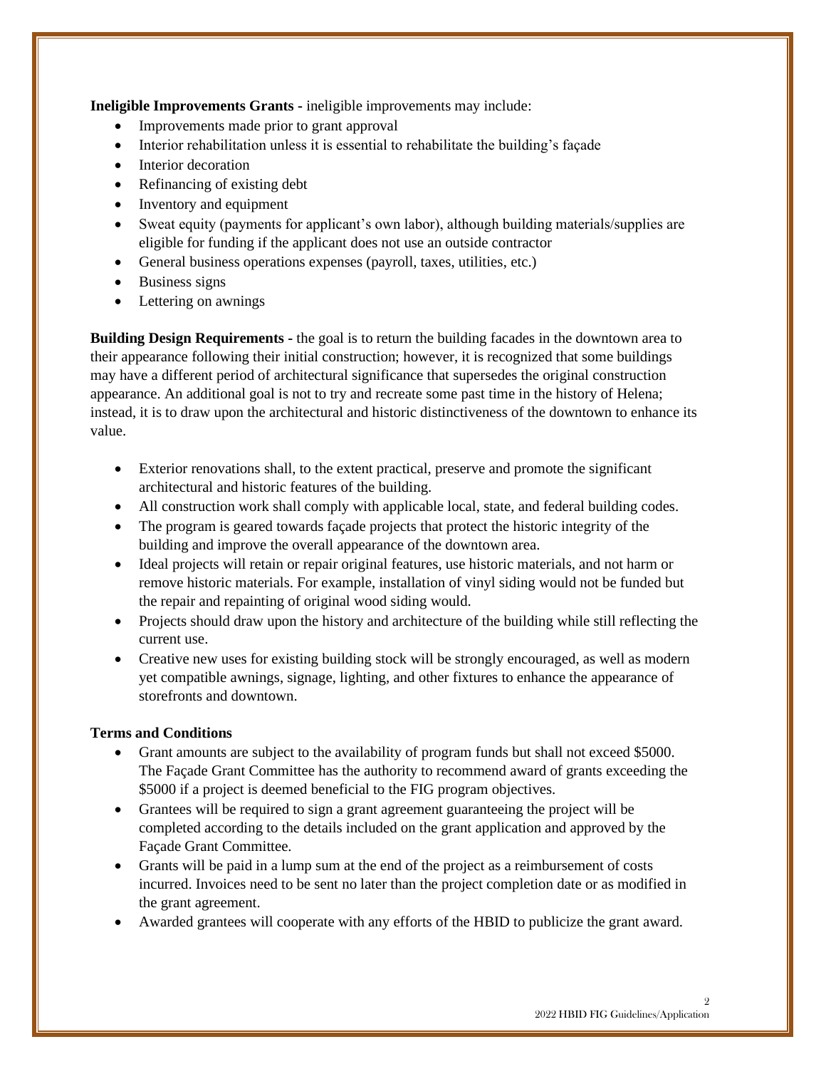**Ineligible Improvements Grants** - ineligible improvements may include:

- Improvements made prior to grant approval
- Interior rehabilitation unless it is essential to rehabilitate the building's façade
- Interior decoration
- Refinancing of existing debt
- Inventory and equipment
- Sweat equity (payments for applicant's own labor), although building materials/supplies are eligible for funding if the applicant does not use an outside contractor
- General business operations expenses (payroll, taxes, utilities, etc.)
- Business signs
- Lettering on awnings

**Building Design Requirements** - the goal is to return the building facades in the downtown area to their appearance following their initial construction; however, it is recognized that some buildings may have a different period of architectural significance that supersedes the original construction appearance. An additional goal is not to try and recreate some past time in the history of Helena; instead, it is to draw upon the architectural and historic distinctiveness of the downtown to enhance its value.

- Exterior renovations shall, to the extent practical, preserve and promote the significant architectural and historic features of the building.
- All construction work shall comply with applicable local, state, and federal building codes.
- The program is geared towards façade projects that protect the historic integrity of the building and improve the overall appearance of the downtown area.
- Ideal projects will retain or repair original features, use historic materials, and not harm or remove historic materials. For example, installation of vinyl siding would not be funded but the repair and repainting of original wood siding would.
- Projects should draw upon the history and architecture of the building while still reflecting the current use.
- Creative new uses for existing building stock will be strongly encouraged, as well as modern yet compatible awnings, signage, lighting, and other fixtures to enhance the appearance of storefronts and downtown.

**Terms and Conditions**

- Grant amounts are subject to the availability of program funds but shall not exceed $5000. The Façade Grant Committee has the authority to recommend award of grants exceeding the $5000 if a project is deemed beneficial to the FIG program objectives.
- Grantees will be required to sign a grant agreement guaranteeing the project will be completed according to the details included on the grant application and approved by the Façade Grant Committee.
- Grants will be paid in a lump sum at the end of the project as a reimbursement of costs incurred. Invoices need to be sent no later than the project completion date or as modified in the grant agreement.
- Awarded grantees will cooperate with any efforts of the HBID to publicize the grant award.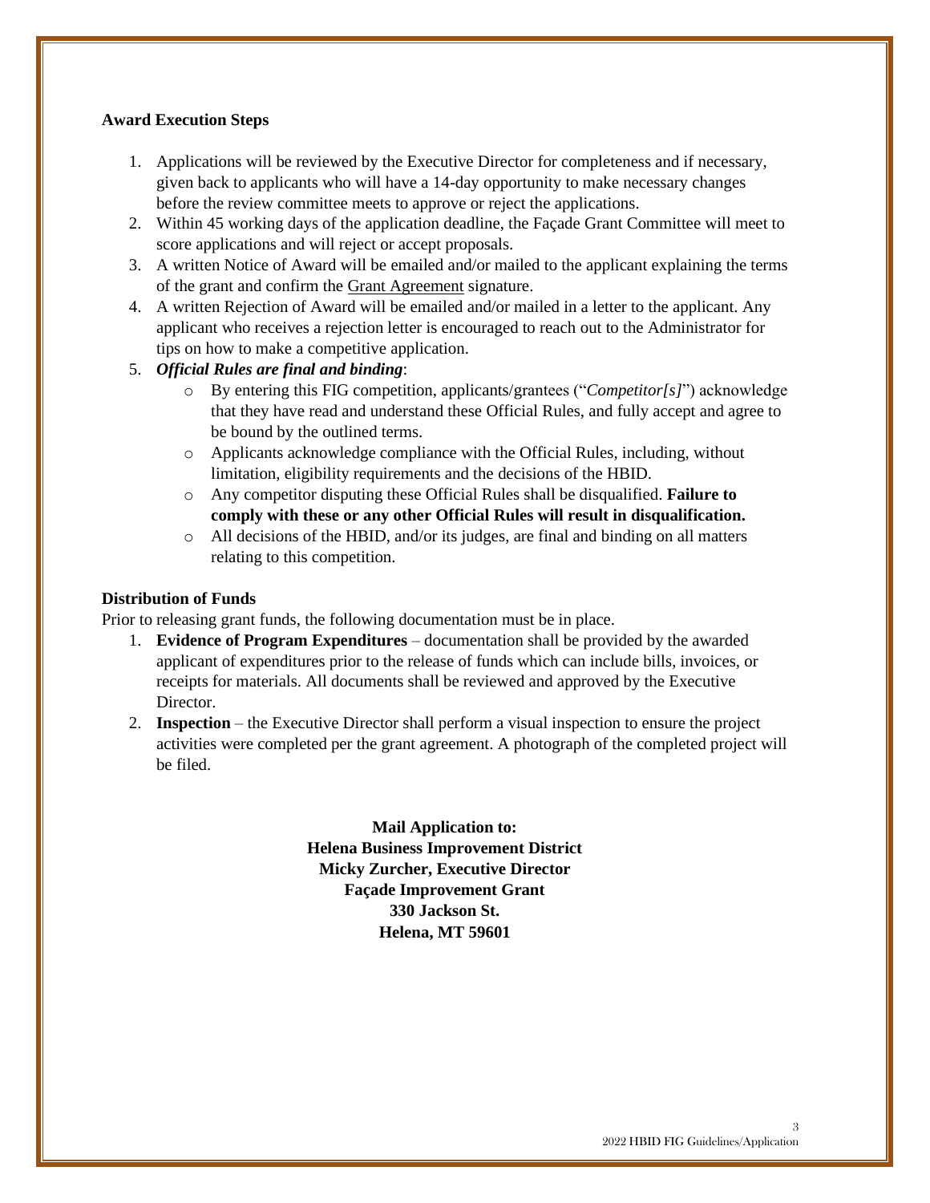**Award Execution Steps**

1. Applications will be reviewed by the Executive Director for completeness and if necessary, given back to applicants who will have a 14-day opportunity to make necessary changes before the review committee meets to approve or reject the applications.
2. Within 45 working days of the application deadline, the Façade Grant Committee will meet to score applications and will reject or accept proposals.
3. A written Notice of Award will be emailed and/or mailed to the applicant explaining the terms of the grant and confirm the Grant Agreement signature.
4. A written Rejection of Award will be emailed and/or mailed in a letter to the applicant. Any applicant who receives a rejection letter is encouraged to reach out to the Administrator for tips on how to make a competitive application.
5. ***Official Rules are final and binding***:
   - By entering this FIG competition, applicants/grantees ("*Competitor[s]*") acknowledge that they have read and understand these Official Rules, and fully accept and agree to be bound by the outlined terms.
   - Applicants acknowledge compliance with the Official Rules, including, without limitation, eligibility requirements and the decisions of the HBID.
   - Any competitor disputing these Official Rules shall be disqualified. **Failure to comply with these or any other Official Rules will result in disqualification.**
   - All decisions of the HBID, and/or its judges, are final and binding on all matters relating to this competition.

**Distribution of Funds**

Prior to releasing grant funds, the following documentation must be in place.

1. **Evidence of Program Expenditures** – documentation shall be provided by the awarded applicant of expenditures prior to the release of funds which can include bills, invoices, or receipts for materials. All documents shall be reviewed and approved by the Executive Director.
2. **Inspection** – the Executive Director shall perform a visual inspection to ensure the project activities were completed per the grant agreement. A photograph of the completed project will be filed.

**Mail Application to:**
**Helena Business Improvement District**
**Micky Zurcher, Executive Director**
**Façade Improvement Grant**
**330 Jackson St.**
**Helena, MT 59601**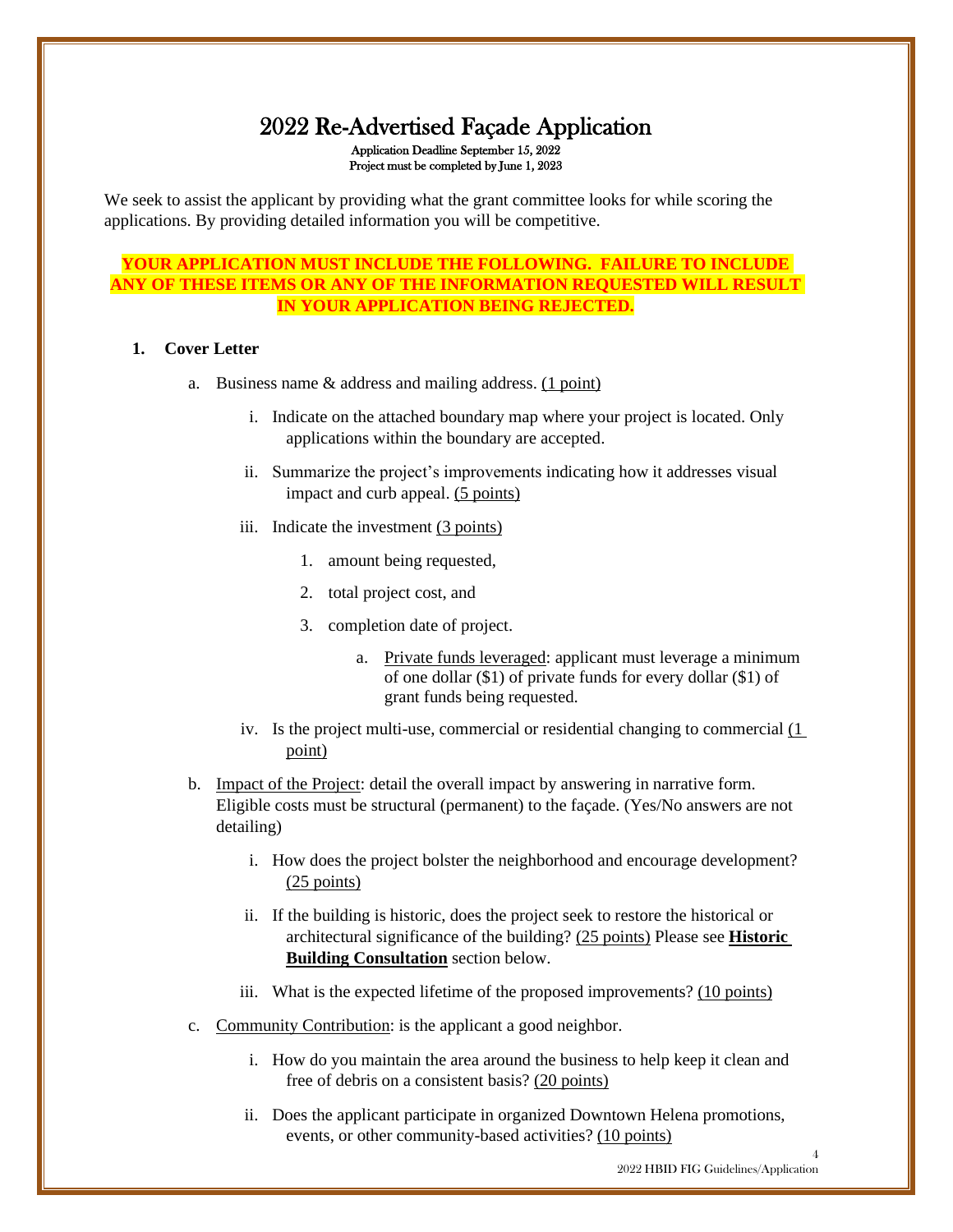# 2022 Re-Advertised Façade Application

Application Deadline September 15, 2022
Project must be completed by June 1, 2023

We seek to assist the applicant by providing what the grant committee looks for while scoring the applications. By providing detailed information you will be competitive.

**YOUR APPLICATION MUST INCLUDE THE FOLLOWING. FAILURE TO INCLUDE ANY OF THESE ITEMS OR ANY OF THE INFORMATION REQUESTED WILL RESULT IN YOUR APPLICATION BEING REJECTED.**

1. **Cover Letter**
   a. Business name & address and mailing address. (1 point)
      i. Indicate on the attached boundary map where your project is located. Only applications within the boundary are accepted.
      ii. Summarize the project's improvements indicating how it addresses visual impact and curb appeal. (5 points)
      iii. Indicate the investment (3 points)
         1. amount being requested,
         2. total project cost, and
         3. completion date of project.
            a. Private funds leveraged: applicant must leverage a minimum of one dollar ($1) of private funds for every dollar ($1) of grant funds being requested.
      iv. Is the project multi-use, commercial or residential changing to commercial (1 point)
   b. Impact of the Project: detail the overall impact by answering in narrative form. Eligible costs must be structural (permanent) to the façade. (Yes/No answers are not detailing)
      i. How does the project bolster the neighborhood and encourage development? (25 points)
      ii. If the building is historic, does the project seek to restore the historical or architectural significance of the building? (25 points) Please see **Historic Building Consultation** section below.
      iii. What is the expected lifetime of the proposed improvements? (10 points)
   c. Community Contribution: is the applicant a good neighbor.
      i. How do you maintain the area around the business to help keep it clean and free of debris on a consistent basis? (20 points)
      ii. Does the applicant participate in organized Downtown Helena promotions, events, or other community-based activities? (10 points)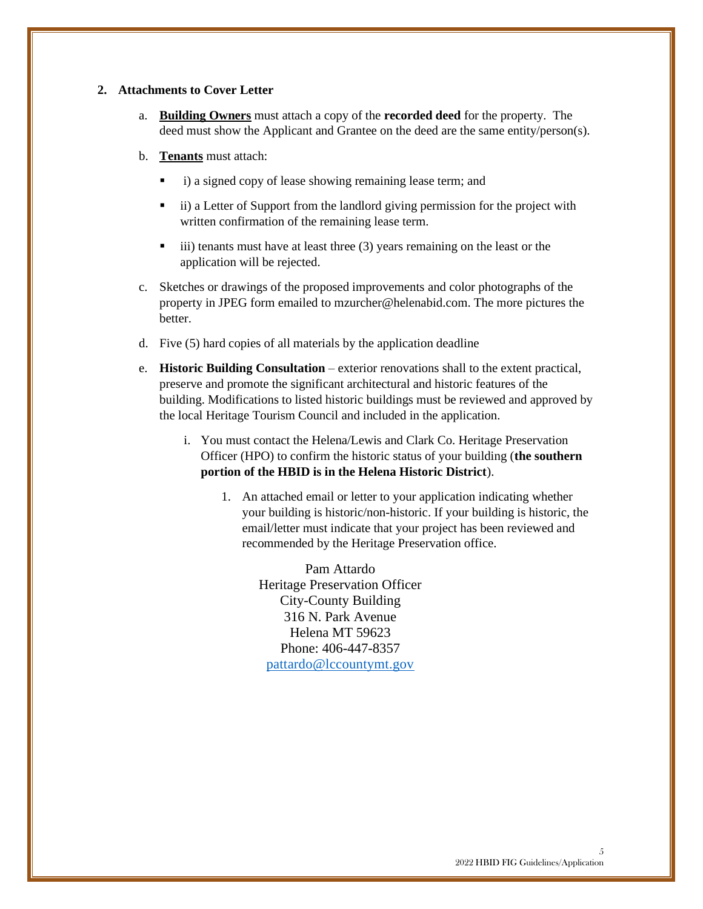**2. Attachments to Cover Letter**

a. **Building Owners** must attach a copy of the **recorded deed** for the property. The deed must show the Applicant and Grantee on the deed are the same entity/person(s).

b. **Tenants** must attach:

- i) a signed copy of lease showing remaining lease term; and
- ii) a Letter of Support from the landlord giving permission for the project with written confirmation of the remaining lease term.
- iii) tenants must have at least three (3) years remaining on the least or the application will be rejected.

c. Sketches or drawings of the proposed improvements and color photographs of the property in JPEG form emailed to mzurcher@helenabid.com. The more pictures the better.

d. Five (5) hard copies of all materials by the application deadline

e. **Historic Building Consultation** – exterior renovations shall to the extent practical, preserve and promote the significant architectural and historic features of the building. Modifications to listed historic buildings must be reviewed and approved by the local Heritage Tourism Council and included in the application.

   i. You must contact the Helena/Lewis and Clark Co. Heritage Preservation Officer (HPO) to confirm the historic status of your building (**the southern portion of the HBID is in the Helena Historic District**).

      1. An attached email or letter to your application indicating whether your building is historic/non-historic. If your building is historic, the email/letter must indicate that your project has been reviewed and recommended by the Heritage Preservation office.

Pam Attardo
Heritage Preservation Officer
City-County Building
316 N. Park Avenue
Helena MT 59623
Phone: 406-447-8357
pattardo@lccountymt.gov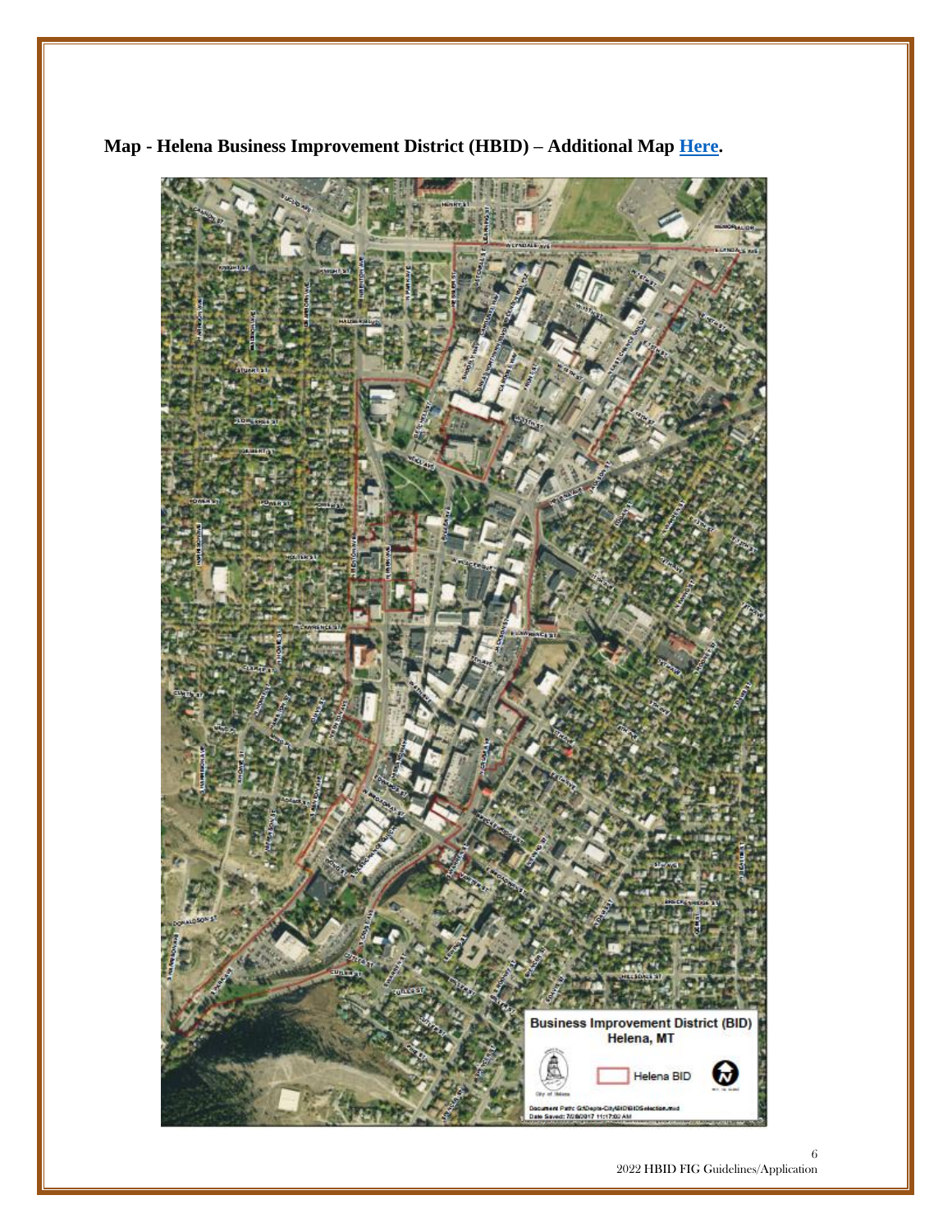**Map - Helena Business Improvement District (HBID) – Additional Map [Here](Here).**

Business Improvement District (BID)
Helena, MT

Helena BID

Document Path: G:\Depts-City\BID\BIDSelection.mxd
Date Saved: 7/18/2017 11:17:00 AM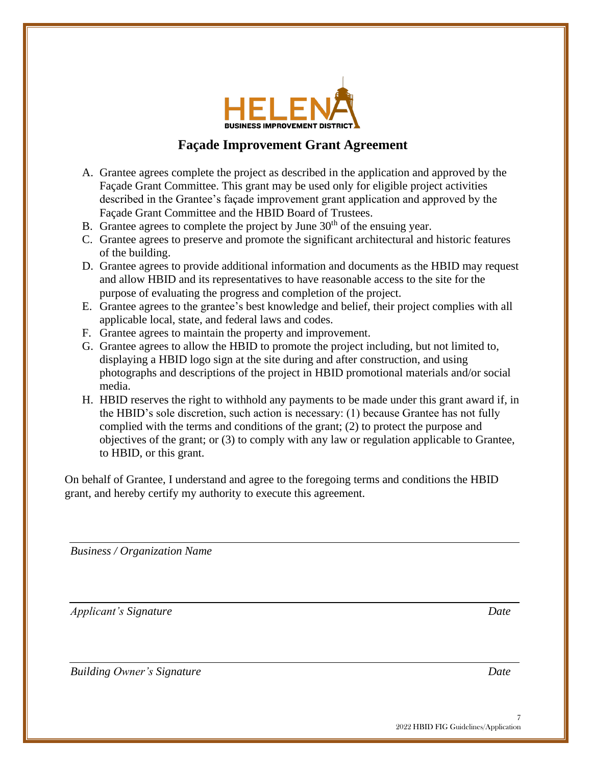HELENA
BUSINESS IMPROVEMENT DISTRICT

## Façade Improvement Grant Agreement

A. Grantee agrees complete the project as described in the application and approved by the Façade Grant Committee. This grant may be used only for eligible project activities described in the Grantee's façade improvement grant application and approved by the Façade Grant Committee and the HBID Board of Trustees.
B. Grantee agrees to complete the project by June 30th of the ensuing year.
C. Grantee agrees to preserve and promote the significant architectural and historic features of the building.
D. Grantee agrees to provide additional information and documents as the HBID may request and allow HBID and its representatives to have reasonable access to the site for the purpose of evaluating the progress and completion of the project.
E. Grantee agrees to the grantee's best knowledge and belief, their project complies with all applicable local, state, and federal laws and codes.
F. Grantee agrees to maintain the property and improvement.
G. Grantee agrees to allow the HBID to promote the project including, but not limited to, displaying a HBID logo sign at the site during and after construction, and using photographs and descriptions of the project in HBID promotional materials and/or social media.
H. HBID reserves the right to withhold any payments to be made under this grant award if, in the HBID's sole discretion, such action is necessary: (1) because Grantee has not fully complied with the terms and conditions of the grant; (2) to protect the purpose and objectives of the grant; or (3) to comply with any law or regulation applicable to Grantee, to HBID, or this grant.

On behalf of Grantee, I understand and agree to the foregoing terms and conditions the HBID grant, and hereby certify my authority to execute this agreement.

_______________________________________________

*Business / Organization Name*

_______________________________________________

*Applicant's Signature* *Date*

_______________________________________________

*Building Owner's Signature* *Date*